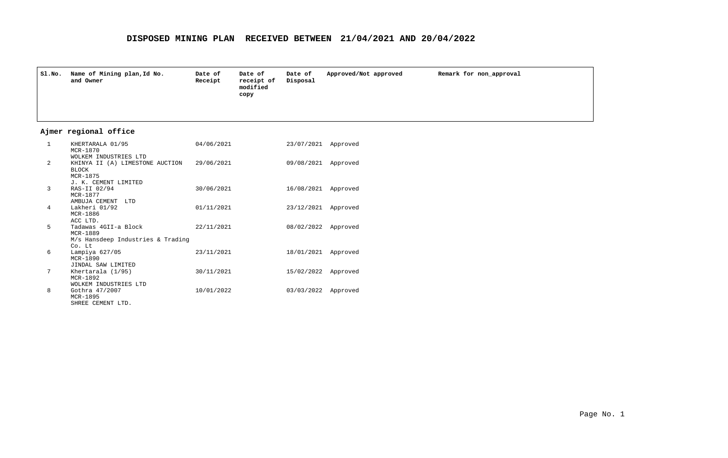# DISPOSED MINING PLAN RECEIVED BETWEEN 21/04/2021 AND 20/04/2022

| Sl.No. | Name of Mining plan,Id No. and Owner | Date of Receipt | Date of receipt of modified copy | Date of Disposal | Approved/Not approved | Remark for non_approval |
|---|---|---|---|---|---|---|
| **Ajmer regional office** | | | | | | |
| 1 | KHERTARALA 01/95<br>MCR-1870<br>WOLKEM INDUSTRIES LTD | 04/06/2021 | | 23/07/2021 | Approved | |
| 2 | KHINYA II (A) LIMESTONE AUCTION BLOCK<br>MCR-1875<br>J. K. CEMENT LIMITED | 29/06/2021 | | 09/08/2021 | Approved | |
| 3 | RAS-II 02/94<br>MCR-1877<br>AMBUJA CEMENT LTD | 30/06/2021 | | 16/08/2021 | Approved | |
| 4 | Lakheri 01/92<br>MCR-1886<br>ACC LTD. | 01/11/2021 | | 23/12/2021 | Approved | |
| 5 | Tadawas 4GII-a Block<br>MCR-1889<br>M/s Hansdeep Industries & Trading Co. Lt | 22/11/2021 | | 08/02/2022 | Approved | |
| 6 | Lampiya 627/05<br>MCR-1890<br>JINDAL SAW LIMITED | 23/11/2021 | | 18/01/2021 | Approved | |
| 7 | Khertarala (1/95)<br>MCR-1892<br>WOLKEM INDUSTRIES LTD | 30/11/2021 | | 15/02/2022 | Approved | |
| 8 | Gothra 47/2007<br>MCR-1895<br>SHREE CEMENT LTD. | 10/01/2022 | | 03/03/2022 | Approved | |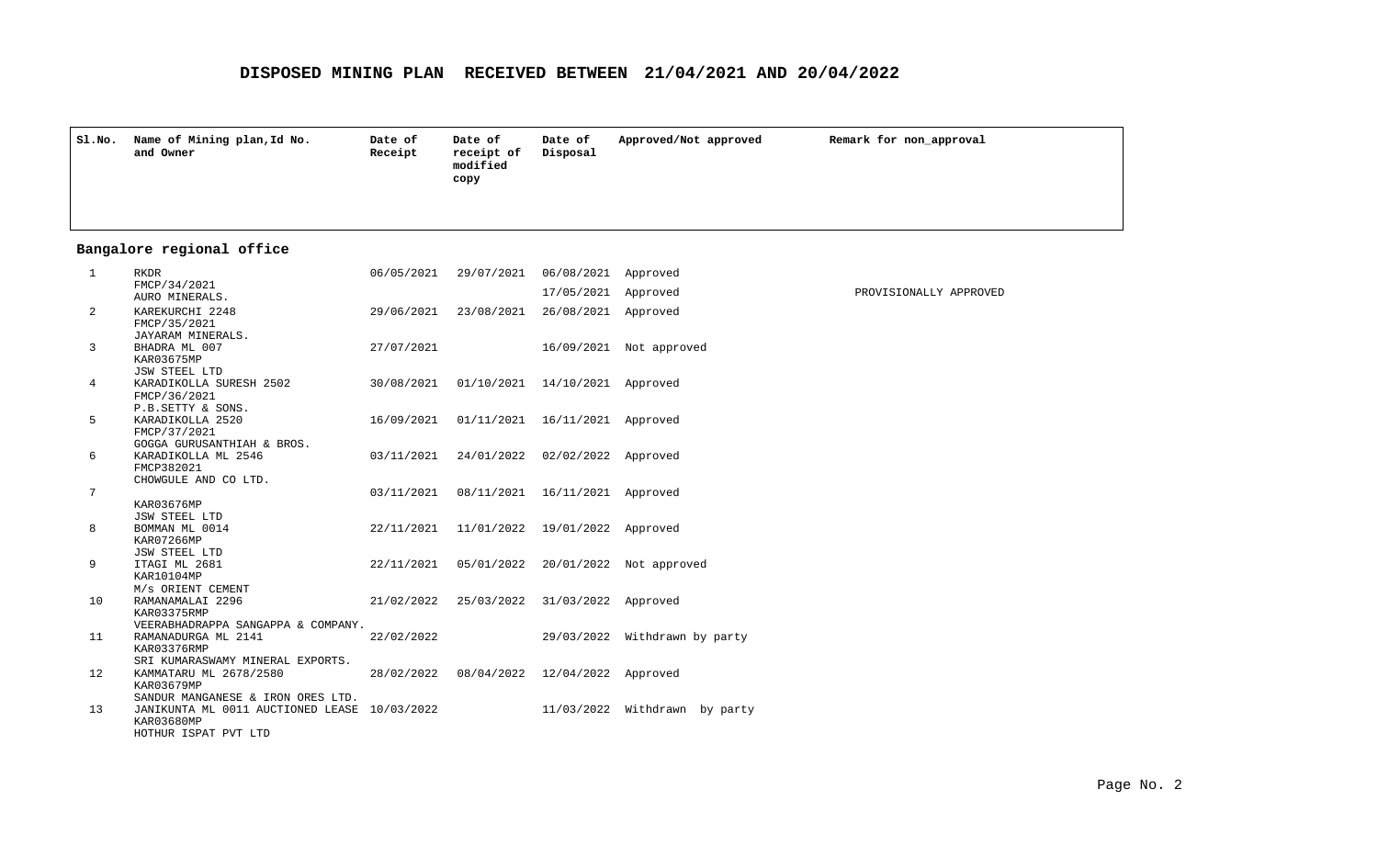# DISPOSED MINING PLAN RECEIVED BETWEEN 21/04/2021 AND 20/04/2022

| Sl.No. | Name of Mining plan, Id No. and Owner | Date of Receipt | Date of receipt of modified copy | Date of Disposal | Approved/Not approved | Remark for non_approval |
|---|---|---|---|---|---|---|

## Bangalore regional office

| Sl.No. | Name of Mining plan, Id No. and Owner | Date of Receipt | Date of receipt of modified copy | Date of Disposal | Approved/Not approved | Remark for non_approval |
|---|---|---|---|---|---|---|
| 1 | RKDR FMCP/34/2021 AURO MINERALS. | 06/05/2021 | 29/07/2021 | 06/08/2021 | Approved | |
| | | | | 17/05/2021 | Approved | PROVISIONALLY APPROVED |
| 2 | KAREKURCHI 2248 FMCP/35/2021 JAYARAM MINERALS. | 29/06/2021 | 23/08/2021 | 26/08/2021 | Approved | |
| 3 | BHADRA ML 007 KAR03675MP JSW STEEL LTD | 27/07/2021 | | 16/09/2021 | Not approved | |
| 4 | KARADIKOLLA SURESH 2502 FMCP/36/2021 P.B.SETTY & SONS. | 30/08/2021 | 01/10/2021 | 14/10/2021 | Approved | |
| 5 | KARADIKOLLA 2520 FMCP/37/2021 GOGGA GURUSANTHIAH & BROS. | 16/09/2021 | 01/11/2021 | 16/11/2021 | Approved | |
| 6 | KARADIKOLLA ML 2546 FMCP382021 CHOWGULE AND CO LTD. | 03/11/2021 | 24/01/2022 | 02/02/2022 | Approved | |
| 7 | KAR03676MP JSW STEEL LTD | 03/11/2021 | 08/11/2021 | 16/11/2021 | Approved | |
| 8 | BOMMAN ML 0014 KAR07266MP JSW STEEL LTD | 22/11/2021 | 11/01/2022 | 19/01/2022 | Approved | |
| 9 | ITAGI ML 2681 KAR10104MP M/s ORIENT CEMENT | 22/11/2021 | 05/01/2022 | 20/01/2022 | Not approved | |
| 10 | RAMANAMALAI 2296 KAR03375RMP VEERABHADRAPPA SANGAPPA & COMPANY. | 21/02/2022 | 25/03/2022 | 31/03/2022 | Approved | |
| 11 | RAMANADURGA ML 2141 KAR03376RMP SRI KUMARASWAMY MINERAL EXPORTS. | 22/02/2022 | | 29/03/2022 | Withdrawn by party | |
| 12 | KAMMATARU ML 2678/2580 KAR03679MP SANDUR MANGANESE & IRON ORES LTD. | 28/02/2022 | 08/04/2022 | 12/04/2022 | Approved | |
| 13 | JANIKUNTA ML 0011 AUCTIONED LEASE KAR03680MP HOTHUR ISPAT PVT LTD | 10/03/2022 | | 11/03/2022 | Withdrawn by party | |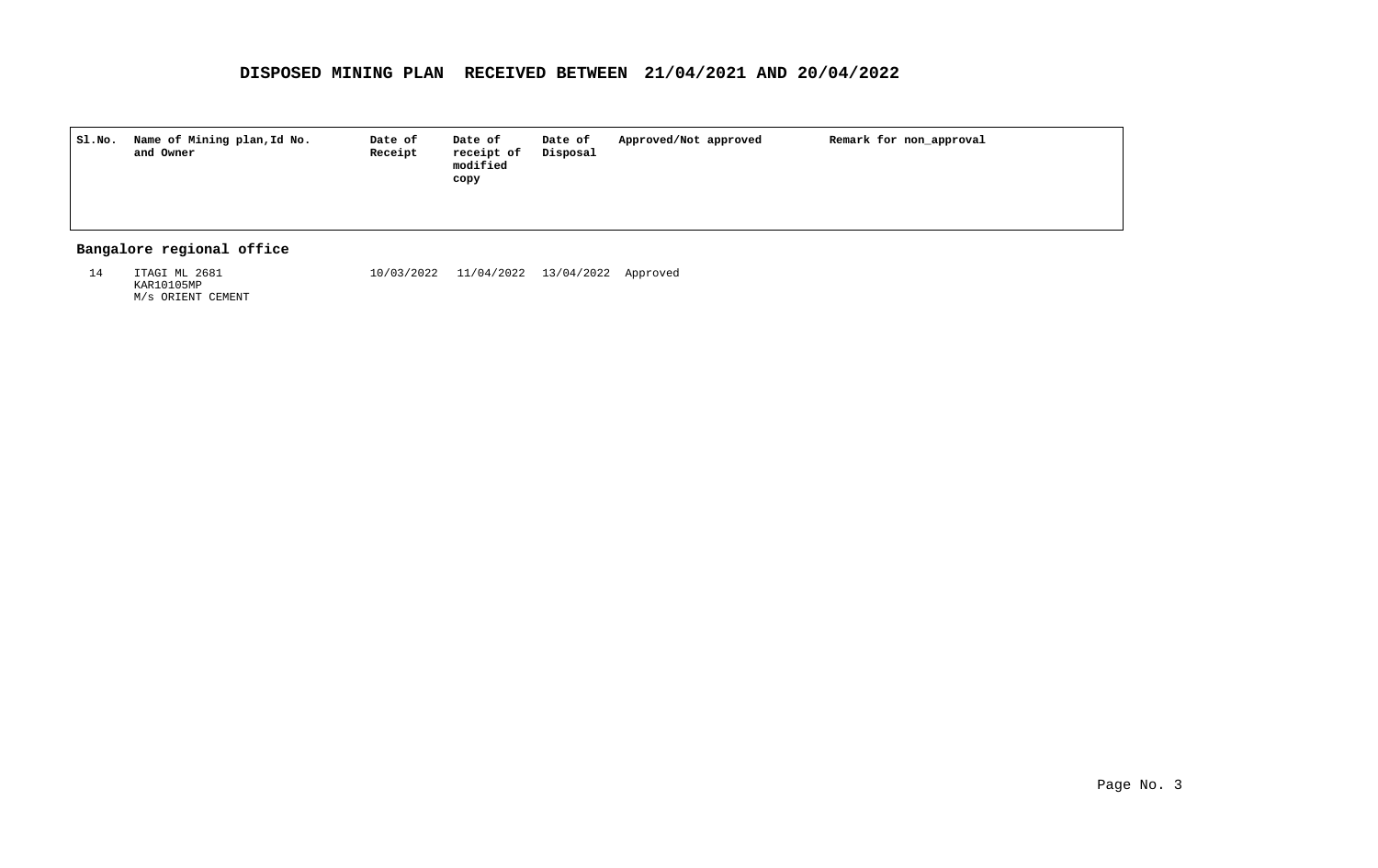# DISPOSED MINING PLAN RECEIVED BETWEEN 21/04/2021 AND 20/04/2022

| Sl.No. | Name of Mining plan,Id No. and Owner | Date of Receipt | Date of receipt of modified copy | Date of Disposal | Approved/Not approved | Remark for non_approval |
|---|---|---|---|---|---|---|
| **Bangalore regional office** | | | | | | |
| 14 | ITAGI ML 2681<br>KAR10105MP<br>M/s ORIENT CEMENT | 10/03/2022 | 11/04/2022 | 13/04/2022 | Approved | |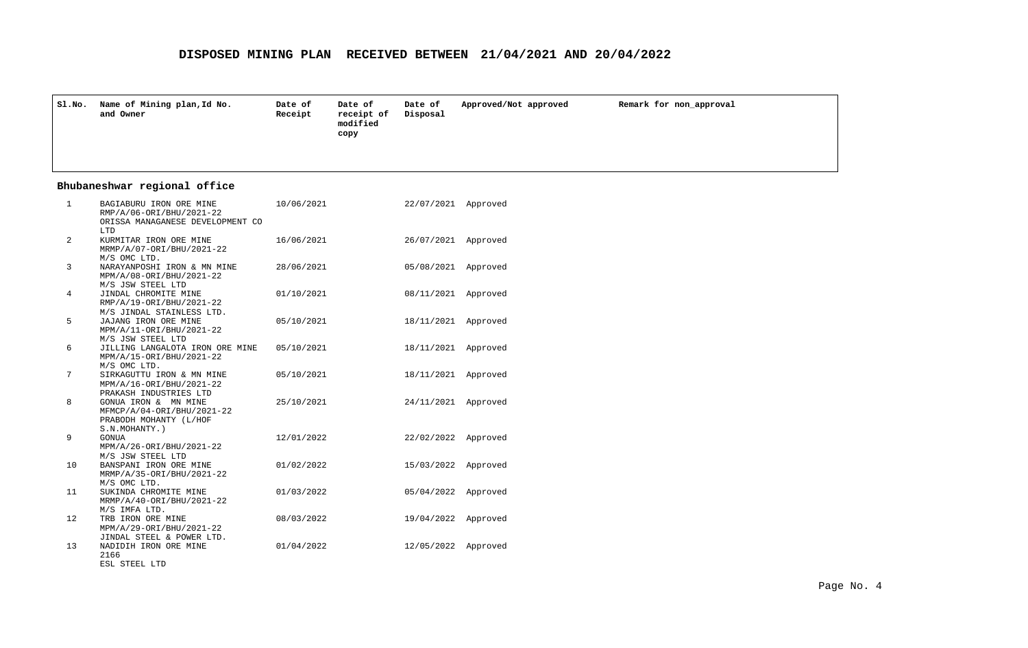## DISPOSED MINING PLAN RECEIVED BETWEEN 21/04/2021 AND 20/04/2022

| Sl.No. | Name of Mining plan,Id No. and Owner | Date of Receipt | Date of receipt of modified copy | Date of Disposal | Approved/Not approved | Remark for non_approval |
|---|---|---|---|---|---|---|
| **Bhubaneshwar regional office** | | | | | | |
| 1 | BAGIABURU IRON ORE MINE<br>RMP/A/06-ORI/BHU/2021-22<br>ORISSA MANAGANESE DEVELOPMENT CO LTD | 10/06/2021 | | 22/07/2021 | Approved | |
| 2 | KURMITAR IRON ORE MINE<br>MRMP/A/07-ORI/BHU/2021-22<br>M/S OMC LTD. | 16/06/2021 | | 26/07/2021 | Approved | |
| 3 | NARAYANPOSHI IRON & MN MINE<br>MPM/A/08-ORI/BHU/2021-22<br>M/S JSW STEEL LTD | 28/06/2021 | | 05/08/2021 | Approved | |
| 4 | JINDAL CHROMITE MINE<br>RMP/A/19-ORI/BHU/2021-22<br>M/S JINDAL STAINLESS LTD. | 01/10/2021 | | 08/11/2021 | Approved | |
| 5 | JAJANG IRON ORE MINE<br>MPM/A/11-ORI/BHU/2021-22<br>M/S JSW STEEL LTD | 05/10/2021 | | 18/11/2021 | Approved | |
| 6 | JILLING LANGALOTA IRON ORE MINE<br>MPM/A/15-ORI/BHU/2021-22<br>M/S OMC LTD. | 05/10/2021 | | 18/11/2021 | Approved | |
| 7 | SIRKAGUTTU IRON & MN MINE<br>MPM/A/16-ORI/BHU/2021-22<br>PRAKASH INDUSTRIES LTD | 05/10/2021 | | 18/11/2021 | Approved | |
| 8 | GONUA IRON & MN MINE<br>MFMCP/A/04-ORI/BHU/2021-22<br>PRABODH MOHANTY (L/HOF S.N.MOHANTY.) | 25/10/2021 | | 24/11/2021 | Approved | |
| 9 | GONUA<br>MPM/A/26-ORI/BHU/2021-22<br>M/S JSW STEEL LTD | 12/01/2022 | | 22/02/2022 | Approved | |
| 10 | BANSPANI IRON ORE MINE<br>MRMP/A/35-ORI/BHU/2021-22<br>M/S OMC LTD. | 01/02/2022 | | 15/03/2022 | Approved | |
| 11 | SUKINDA CHROMITE MINE<br>MRMP/A/40-ORI/BHU/2021-22<br>M/S IMFA LTD. | 01/03/2022 | | 05/04/2022 | Approved | |
| 12 | TRB IRON ORE MINE<br>MPM/A/29-ORI/BHU/2021-22<br>JINDAL STEEL & POWER LTD. | 08/03/2022 | | 19/04/2022 | Approved | |
| 13 | NADIDIH IRON ORE MINE<br>2166<br>ESL STEEL LTD | 01/04/2022 | | 12/05/2022 | Approved | |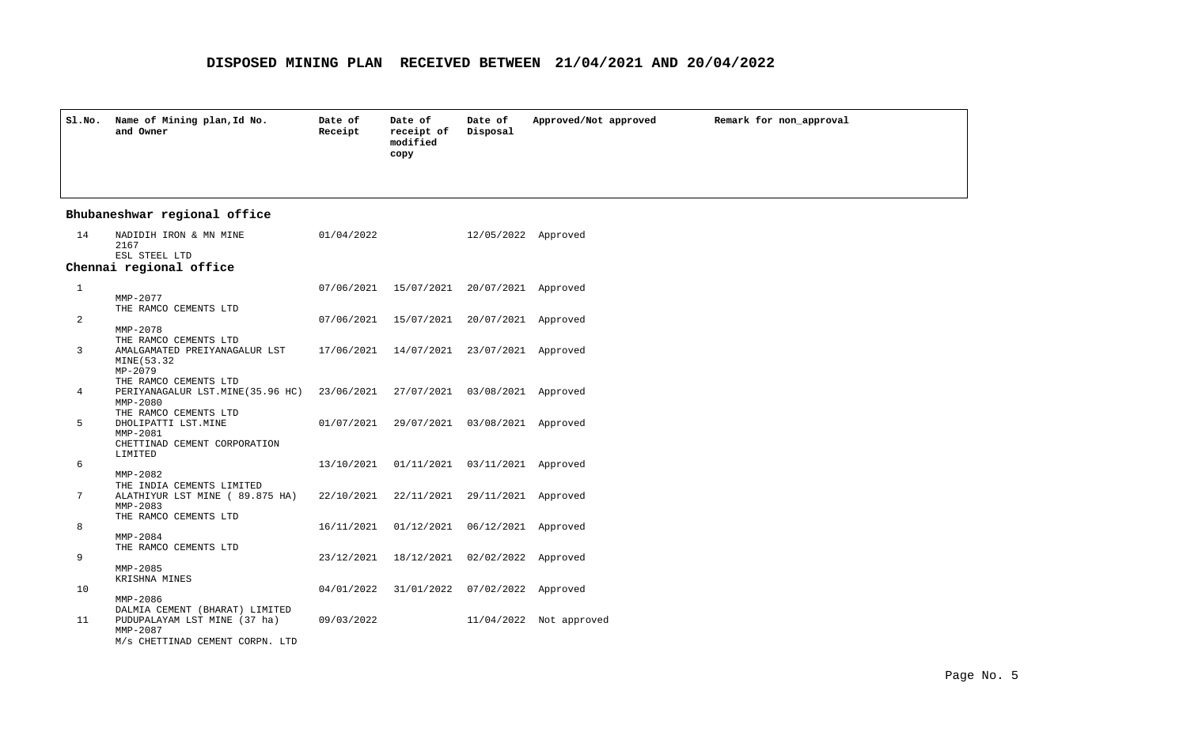# DISPOSED MINING PLAN RECEIVED BETWEEN 21/04/2021 AND 20/04/2022

| Sl.No. | Name of Mining plan,Id No. and Owner | Date of Receipt | Date of receipt of modified copy | Date of Disposal | Approved/Not approved | Remark for non_approval |
|---|---|---|---|---|---|---|
| **Bhubaneshwar regional office** | | | | | | |
| 14 | NADIDIH IRON & MN MINE<br>2167<br>ESL STEEL LTD | 01/04/2022 | | 12/05/2022 | Approved | |
| **Chennai regional office** | | | | | | |
| 1 | MMP-2077<br>THE RAMCO CEMENTS LTD | 07/06/2021 | 15/07/2021 | 20/07/2021 | Approved | |
| 2 | MMP-2078<br>THE RAMCO CEMENTS LTD | 07/06/2021 | 15/07/2021 | 20/07/2021 | Approved | |
| 3 | AMALGAMATED PREIYANAGALUR LST MINE(53.32<br>MP-2079<br>THE RAMCO CEMENTS LTD | 17/06/2021 | 14/07/2021 | 23/07/2021 | Approved | |
| 4 | PERIYANAGALUR LST.MINE(35.96 HC)<br>MMP-2080<br>THE RAMCO CEMENTS LTD | 23/06/2021 | 27/07/2021 | 03/08/2021 | Approved | |
| 5 | DHOLIPATTI LST.MINE<br>MMP-2081<br>CHETTINAD CEMENT CORPORATION LIMITED | 01/07/2021 | 29/07/2021 | 03/08/2021 | Approved | |
| 6 | MMP-2082<br>THE INDIA CEMENTS LIMITED | 13/10/2021 | 01/11/2021 | 03/11/2021 | Approved | |
| 7 | ALATHIYUR LST MINE ( 89.875 HA)<br>MMP-2083<br>THE RAMCO CEMENTS LTD | 22/10/2021 | 22/11/2021 | 29/11/2021 | Approved | |
| 8 | MMP-2084<br>THE RAMCO CEMENTS LTD | 16/11/2021 | 01/12/2021 | 06/12/2021 | Approved | |
| 9 | MMP-2085<br>KRISHNA MINES | 23/12/2021 | 18/12/2021 | 02/02/2022 | Approved | |
| 10 | MMP-2086<br>DALMIA CEMENT (BHARAT) LIMITED | 04/01/2022 | 31/01/2022 | 07/02/2022 | Approved | |
| 11 | PUDUPALAYAM LST MINE (37 ha)<br>MMP-2087<br>M/s CHETTINAD CEMENT CORPN. LTD | 09/03/2022 | | 11/04/2022 | Not approved | |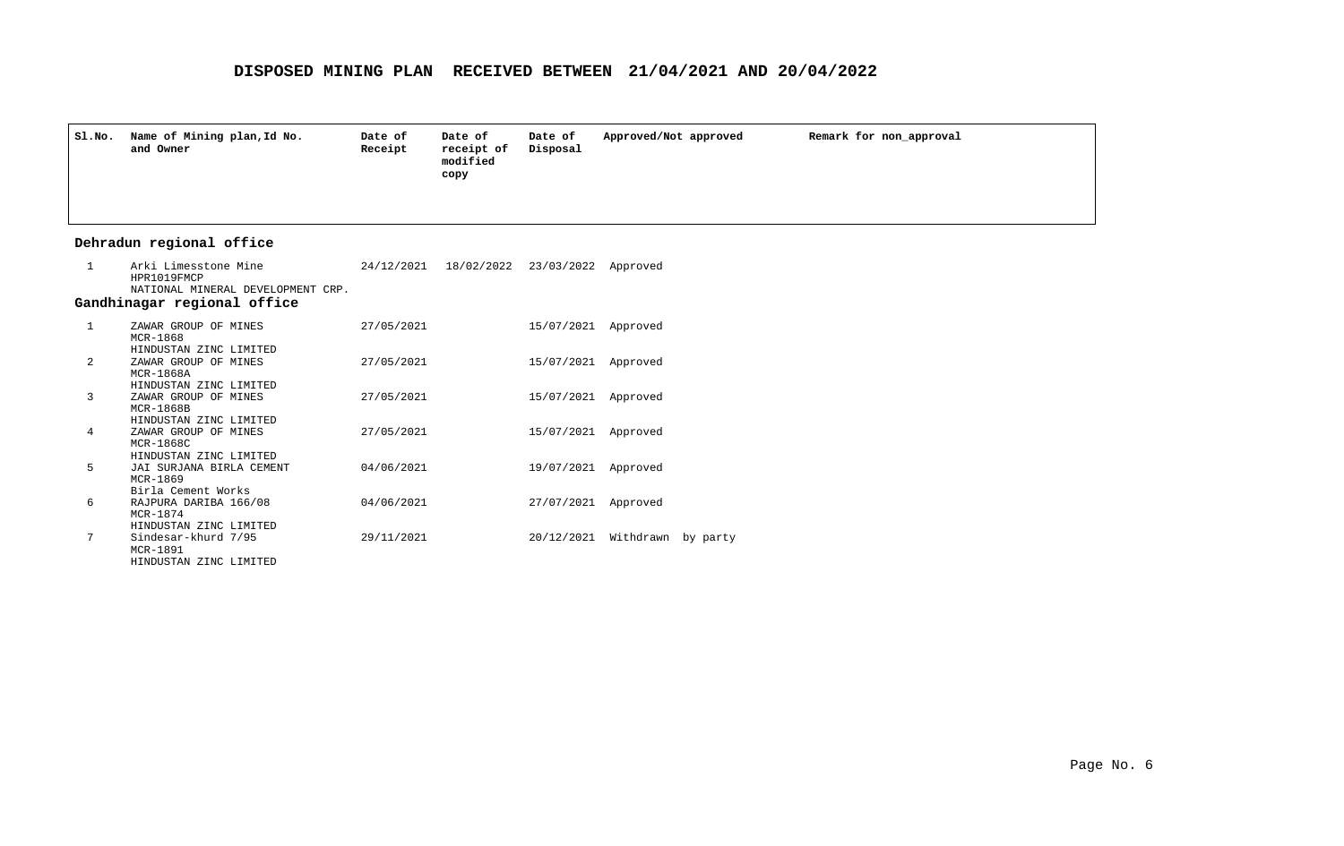# DISPOSED MINING PLAN RECEIVED BETWEEN 21/04/2021 AND 20/04/2022

| Sl.No. | Name of Mining plan,Id No. and Owner | Date of Receipt | Date of receipt of modified copy | Date of Disposal | Approved/Not approved | Remark for non_approval |
|---|---|---|---|---|---|---|
| **Dehradun regional office** | | | | | | |
| 1 | Arki Limesstone Mine<br>HPR1019FMCP<br>NATIONAL MINERAL DEVELOPMENT CRP. | 24/12/2021 | 18/02/2022 | 23/03/2022 | Approved | |
| **Gandhinagar regional office** | | | | | | |
| 1 | ZAWAR GROUP OF MINES<br>MCR-1868<br>HINDUSTAN ZINC LIMITED | 27/05/2021 | | 15/07/2021 | Approved | |
| 2 | ZAWAR GROUP OF MINES<br>MCR-1868A<br>HINDUSTAN ZINC LIMITED | 27/05/2021 | | 15/07/2021 | Approved | |
| 3 | ZAWAR GROUP OF MINES<br>MCR-1868B<br>HINDUSTAN ZINC LIMITED | 27/05/2021 | | 15/07/2021 | Approved | |
| 4 | ZAWAR GROUP OF MINES<br>MCR-1868C<br>HINDUSTAN ZINC LIMITED | 27/05/2021 | | 15/07/2021 | Approved | |
| 5 | JAI SURJANA BIRLA CEMENT<br>MCR-1869<br>Birla Cement Works | 04/06/2021 | | 19/07/2021 | Approved | |
| 6 | RAJPURA DARIBA 166/08<br>MCR-1874<br>HINDUSTAN ZINC LIMITED | 04/06/2021 | | 27/07/2021 | Approved | |
| 7 | Sindesar-khurd 7/95<br>MCR-1891<br>HINDUSTAN ZINC LIMITED | 29/11/2021 | | 20/12/2021 | Withdrawn by party | |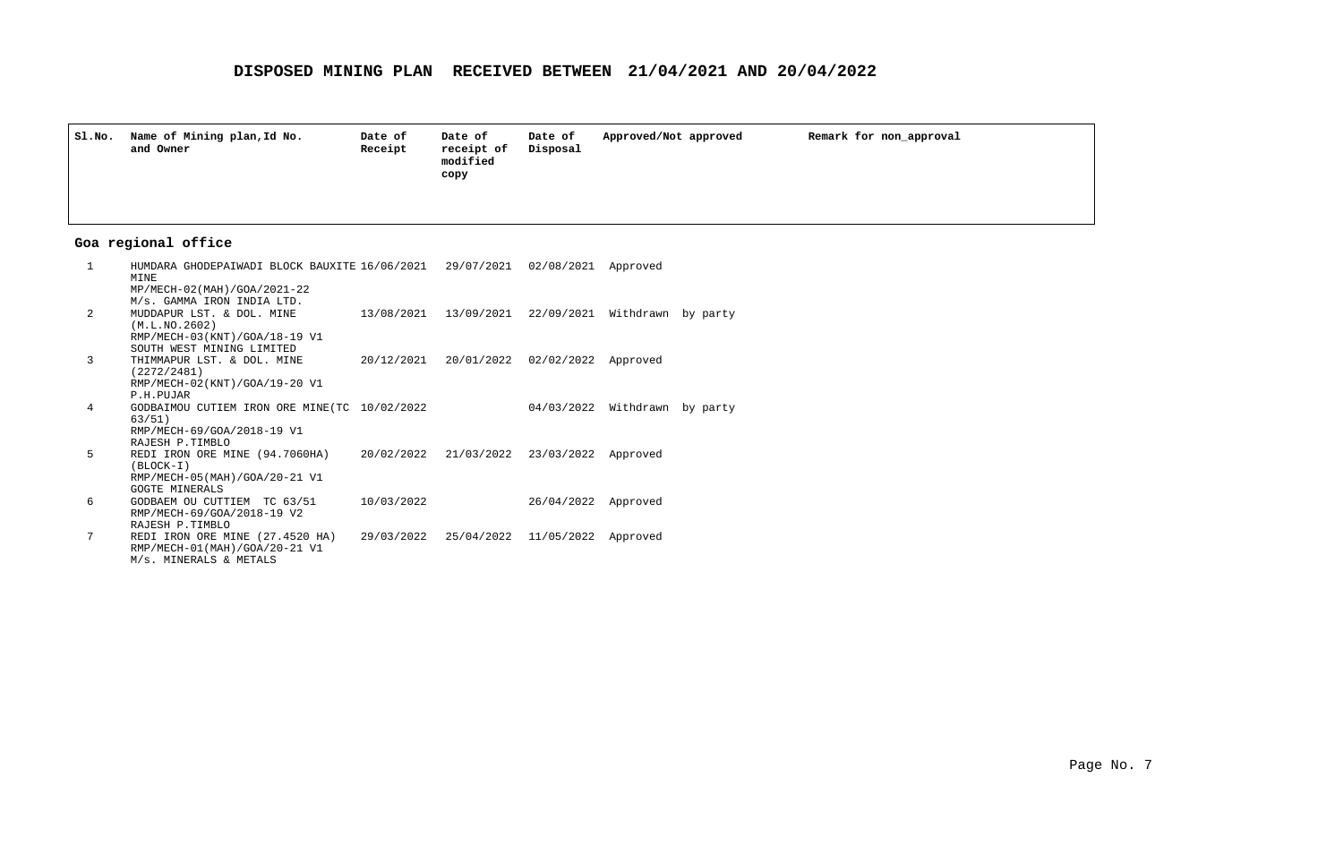# DISPOSED MINING PLAN RECEIVED BETWEEN 21/04/2021 AND 20/04/2022

## Goa regional office

| Sl.No. | Name of Mining plan,Id No. and Owner | Date of Receipt | Date of receipt of modified copy | Date of Disposal | Approved/Not approved | Remark for non_approval |
|---|---|---|---|---|---|---|
| 1 | HUMDARA GHODEPAIWADI BLOCK BAUXITE MINE<br>MP/MECH-02(MAH)/GOA/2021-22<br>M/s. GAMMA IRON INDIA LTD. | 16/06/2021 | 29/07/2021 | 02/08/2021 | Approved | |
| 2 | MUDDAPUR LST. & DOL. MINE (M.L.NO.2602)<br>RMP/MECH-03(KNT)/GOA/18-19 V1<br>SOUTH WEST MINING LIMITED | 13/08/2021 | 13/09/2021 | 22/09/2021 | Withdrawn by party | |
| 3 | THIMMAPUR LST. & DOL. MINE (2272/2481)<br>RMP/MECH-02(KNT)/GOA/19-20 V1<br>P.H.PUJAR | 20/12/2021 | 20/01/2022 | 02/02/2022 | Approved | |
| 4 | GODBAIMOU CUTIEM IRON ORE MINE(TC 63/51)<br>RMP/MECH-69/GOA/2018-19 V1<br>RAJESH P.TIMBLO | 10/02/2022 | | 04/03/2022 | Withdrawn by party | |
| 5 | REDI IRON ORE MINE (94.7060HA) (BLOCK-I)<br>RMP/MECH-05(MAH)/GOA/20-21 V1<br>GOGTE MINERALS | 20/02/2022 | 21/03/2022 | 23/03/2022 | Approved | |
| 6 | GODBAEM OU CUTTIEM TC 63/51<br>RMP/MECH-69/GOA/2018-19 V2<br>RAJESH P.TIMBLO | 10/03/2022 | | 26/04/2022 | Approved | |
| 7 | REDI IRON ORE MINE (27.4520 HA)<br>RMP/MECH-01(MAH)/GOA/20-21 V1<br>M/s. MINERALS & METALS | 29/03/2022 | 25/04/2022 | 11/05/2022 | Approved | |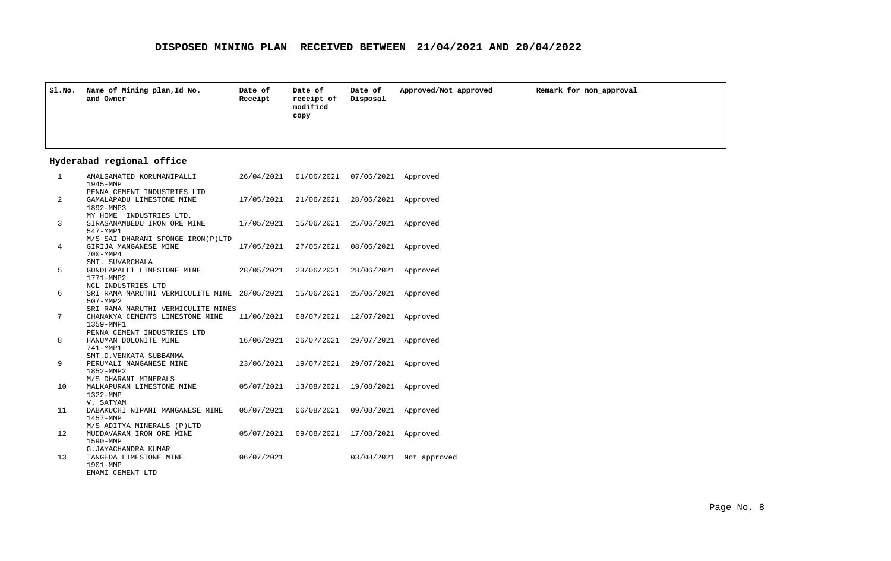# DISPOSED MINING PLAN RECEIVED BETWEEN 21/04/2021 AND 20/04/2022

| Sl.No. | Name of Mining plan,Id No. and Owner | Date of Receipt | Date of receipt of modified copy | Date of Disposal | Approved/Not approved | Remark for non_approval |
|---|---|---|---|---|---|---|
| **Hyderabad regional office** | | | | | | |
| 1 | AMALGAMATED KORUMANIPALLI<br>1945-MMP<br>PENNA CEMENT INDUSTRIES LTD | 26/04/2021 | 01/06/2021 | 07/06/2021 | Approved | |
| 2 | GAMALAPADU LIMESTONE MINE<br>1892-MMP3<br>MY HOME INDUSTRIES LTD. | 17/05/2021 | 21/06/2021 | 28/06/2021 | Approved | |
| 3 | SIRASANAMBEDU IRON ORE MINE<br>547-MMP1<br>M/S SAI DHARANI SPONGE IRON(P)LTD | 17/05/2021 | 15/06/2021 | 25/06/2021 | Approved | |
| 4 | GIRIJA MANGANESE MINE<br>700-MMP4<br>SMT. SUVARCHALA | 17/05/2021 | 27/05/2021 | 08/06/2021 | Approved | |
| 5 | GUNDLAPALLI LIMESTONE MINE<br>1771-MMP2<br>NCL INDUSTRIES LTD | 28/05/2021 | 23/06/2021 | 28/06/2021 | Approved | |
| 6 | SRI RAMA MARUTHI VERMICULITE MINE<br>507-MMP2<br>SRI RAMA MARUTHI VERMICULITE MINES | 28/05/2021 | 15/06/2021 | 25/06/2021 | Approved | |
| 7 | CHANAKYA CEMENTS LIMESTONE MINE<br>1359-MMP1<br>PENNA CEMENT INDUSTRIES LTD | 11/06/2021 | 08/07/2021 | 12/07/2021 | Approved | |
| 8 | HANUMAN DOLONITE MINE<br>741-MMP1<br>SMT.D.VENKATA SUBBAMMA | 16/06/2021 | 26/07/2021 | 29/07/2021 | Approved | |
| 9 | PERUMALI MANGANESE MINE<br>1852-MMP2<br>M/S DHARANI MINERALS | 23/06/2021 | 19/07/2021 | 29/07/2021 | Approved | |
| 10 | MALKAPURAM LIMESTONE MINE<br>1322-MMP<br>V. SATYAM | 05/07/2021 | 13/08/2021 | 19/08/2021 | Approved | |
| 11 | DABAKUCHI NIPANI MANGANESE MINE<br>1457-MMP<br>M/S ADITYA MINERALS (P)LTD | 05/07/2021 | 06/08/2021 | 09/08/2021 | Approved | |
| 12 | MUDDAVARAM IRON ORE MINE<br>1590-MMP<br>G.JAYACHANDRA KUMAR | 05/07/2021 | 09/08/2021 | 17/08/2021 | Approved | |
| 13 | TANGEDA LIMESTONE MINE<br>1901-MMP<br>EMAMI CEMENT LTD | 06/07/2021 | | 03/08/2021 | Not approved | |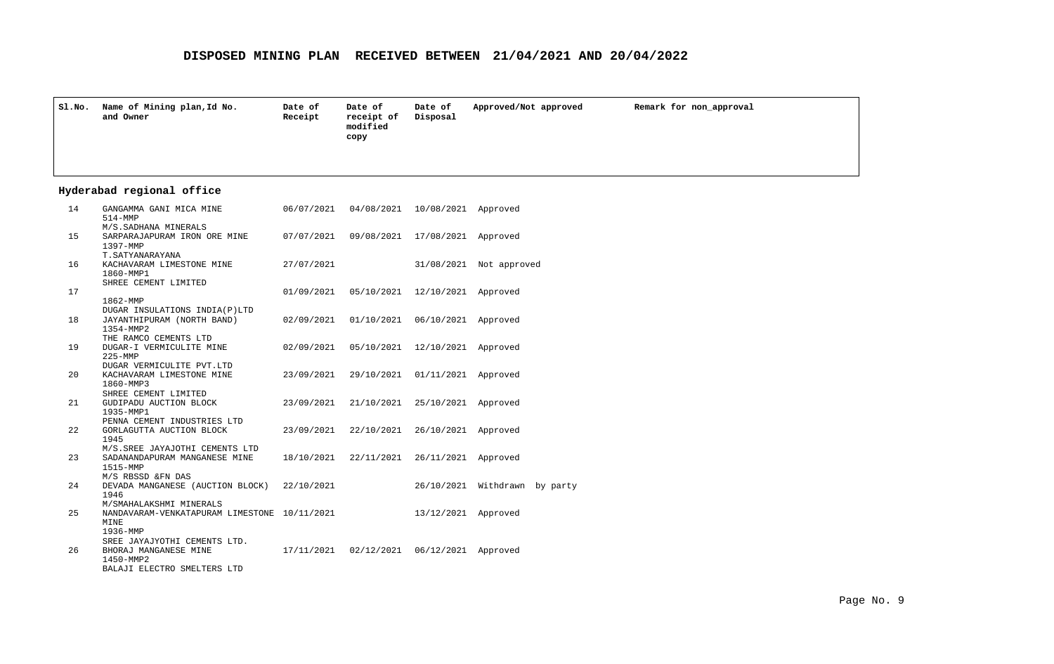# DISPOSED MINING PLAN RECEIVED BETWEEN 21/04/2021 AND 20/04/2022

## Hyderabad regional office

| Sl.No. | Name of Mining plan, Id No. and Owner | Date of Receipt | Date of receipt of modified copy | Date of Disposal | Approved/Not approved | Remark for non_approval |
|---|---|---|---|---|---|---|
| 14 | GANGAMMA GANI MICA MINE 514-MMP M/S.SADHANA MINERALS | 06/07/2021 | 04/08/2021 | 10/08/2021 | Approved | |
| 15 | SARPARAJAPURAM IRON ORE MINE 1397-MMP T.SATYANARAYANA | 07/07/2021 | 09/08/2021 | 17/08/2021 | Approved | |
| 16 | KACHAVARAM LIMESTONE MINE 1860-MMP1 SHREE CEMENT LIMITED | 27/07/2021 | | 31/08/2021 | Not approved | |
| 17 | 1862-MMP DUGAR INSULATIONS INDIA(P)LTD | 01/09/2021 | 05/10/2021 | 12/10/2021 | Approved | |
| 18 | JAYANTHIPURAM (NORTH BAND) 1354-MMP2 THE RAMCO CEMENTS LTD | 02/09/2021 | 01/10/2021 | 06/10/2021 | Approved | |
| 19 | DUGAR-I VERMICULITE MINE 225-MMP DUGAR VERMICULITE PVT.LTD | 02/09/2021 | 05/10/2021 | 12/10/2021 | Approved | |
| 20 | KACHAVARAM LIMESTONE MINE 1860-MMP3 SHREE CEMENT LIMITED | 23/09/2021 | 29/10/2021 | 01/11/2021 | Approved | |
| 21 | GUDIPADU AUCTION BLOCK 1935-MMP1 PENNA CEMENT INDUSTRIES LTD | 23/09/2021 | 21/10/2021 | 25/10/2021 | Approved | |
| 22 | GORLAGUTTA AUCTION BLOCK 1945 M/S.SREE JAYAJOTHI CEMENTS LTD | 23/09/2021 | 22/10/2021 | 26/10/2021 | Approved | |
| 23 | SADANANDAPURAM MANGANESE MINE 1515-MMP M/S RBSSD &FN DAS | 18/10/2021 | 22/11/2021 | 26/11/2021 | Approved | |
| 24 | DEVADA MANGANESE (AUCTION BLOCK) 1946 M/SMAHALAKSHMI MINERALS | 22/10/2021 | | 26/10/2021 | Withdrawn by party | |
| 25 | NANDAVARAM-VENKATAPURAM LIMESTONE MINE 1936-MMP SREE JAYAJYOTHI CEMENTS LTD. | 10/11/2021 | | 13/12/2021 | Approved | |
| 26 | BHORAJ MANGANESE MINE 1450-MMP2 BALAJI ELECTRO SMELTERS LTD | 17/11/2021 | 02/12/2021 | 06/12/2021 | Approved | |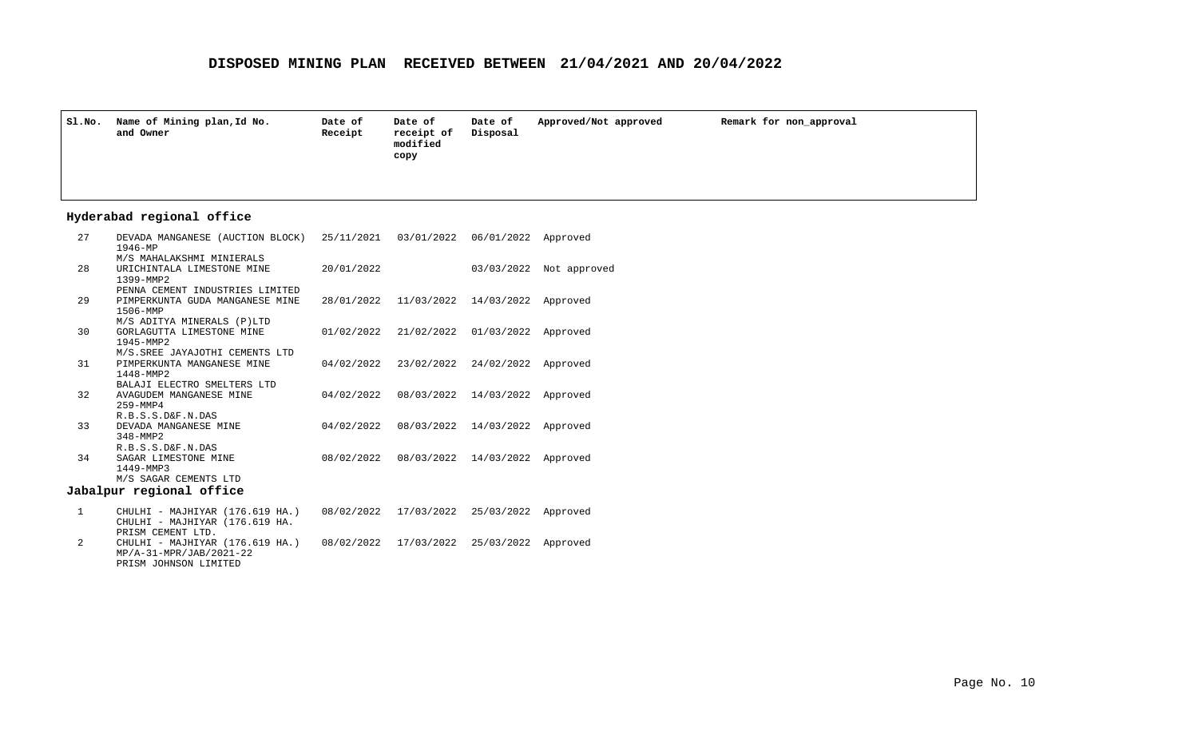# DISPOSED MINING PLAN RECEIVED BETWEEN 21/04/2021 AND 20/04/2022

| Sl.No. | Name of Mining plan, Id No. and Owner | Date of Receipt | Date of receipt of modified copy | Date of Disposal | Approved/Not approved | Remark for non_approval |
|---|---|---|---|---|---|---|
| **Hyderabad regional office** | | | | | | |
| 27 | DEVADA MANGANESE (AUCTION BLOCK) 1946-MP M/S MAHALAKSHMI MINIERALS | 25/11/2021 | 03/01/2022 | 06/01/2022 | Approved | |
| 28 | URICHINTALA LIMESTONE MINE 1399-MMP2 PENNA CEMENT INDUSTRIES LIMITED | 20/01/2022 | | 03/03/2022 | Not approved | |
| 29 | PIMPERKUNTA GUDA MANGANESE MINE 1506-MMP M/S ADITYA MINERALS (P)LTD | 28/01/2022 | 11/03/2022 | 14/03/2022 | Approved | |
| 30 | GORLAGUTTA LIMESTONE MINE 1945-MMP2 M/S.SREE JAYAJOTHI CEMENTS LTD | 01/02/2022 | 21/02/2022 | 01/03/2022 | Approved | |
| 31 | PIMPERKUNTA MANGANESE MINE 1448-MMP2 BALAJI ELECTRO SMELTERS LTD | 04/02/2022 | 23/02/2022 | 24/02/2022 | Approved | |
| 32 | AVAGUDEM MANGANESE MINE 259-MMP4 R.B.S.S.D&F.N.DAS | 04/02/2022 | 08/03/2022 | 14/03/2022 | Approved | |
| 33 | DEVADA MANGANESE MINE 348-MMP2 R.B.S.S.D&F.N.DAS | 04/02/2022 | 08/03/2022 | 14/03/2022 | Approved | |
| 34 | SAGAR LIMESTONE MINE 1449-MMP3 M/S SAGAR CEMENTS LTD | 08/02/2022 | 08/03/2022 | 14/03/2022 | Approved | |
| **Jabalpur regional office** | | | | | | |
| 1 | CHULHI - MAJHIYAR (176.619 HA.) CHULHI - MAJHIYAR (176.619 HA. PRISM CEMENT LTD. | 08/02/2022 | 17/03/2022 | 25/03/2022 | Approved | |
| 2 | CHULHI - MAJHIYAR (176.619 HA.) MP/A-31-MPR/JAB/2021-22 PRISM JOHNSON LIMITED | 08/02/2022 | 17/03/2022 | 25/03/2022 | Approved | |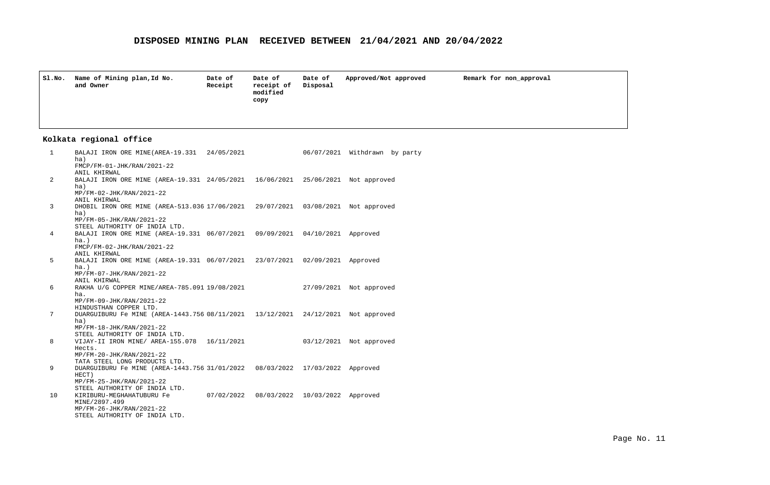# DISPOSED MINING PLAN RECEIVED BETWEEN 21/04/2021 AND 20/04/2022

| Sl.No. | Name of Mining plan, Id No. and Owner | Date of Receipt | Date of receipt of modified copy | Date of Disposal | Approved/Not approved | Remark for non_approval |
|---|---|---|---|---|---|---|
| **Kolkata regional office** | | | | | | |
| 1 | BALAJI IRON ORE MINE(AREA-19.331 ha) FMCP/FM-01-JHK/RAN/2021-22 ANIL KHIRWAL | 24/05/2021 | | 06/07/2021 | Withdrawn by party | |
| 2 | BALAJI IRON ORE MINE (AREA-19.331 ha) MP/FM-02-JHK/RAN/2021-22 ANIL KHIRWAL | 24/05/2021 | 16/06/2021 | 25/06/2021 | Not approved | |
| 3 | DHOBIL IRON ORE MINE (AREA-513.036 ha) MP/FM-05-JHK/RAN/2021-22 STEEL AUTHORITY OF INDIA LTD. | 17/06/2021 | 29/07/2021 | 03/08/2021 | Not approved | |
| 4 | BALAJI IRON ORE MINE (AREA-19.331 ha.) FMCP/FM-02-JHK/RAN/2021-22 ANIL KHIRWAL | 06/07/2021 | 09/09/2021 | 04/10/2021 | Approved | |
| 5 | BALAJI IRON ORE MINE (AREA-19.331 ha.) MP/FM-07-JHK/RAN/2021-22 ANIL KHIRWAL | 06/07/2021 | 23/07/2021 | 02/09/2021 | Approved | |
| 6 | RAKHA U/G COPPER MINE/AREA-785.091 ha. MP/FM-09-JHK/RAN/2021-22 HINDUSTHAN COPPER LTD. | 19/08/2021 | | 27/09/2021 | Not approved | |
| 7 | DUARGUIBURU Fe MINE (AREA-1443.756 ha) MP/FM-18-JHK/RAN/2021-22 STEEL AUTHORITY OF INDIA LTD. | 08/11/2021 | 13/12/2021 | 24/12/2021 | Not approved | |
| 8 | VIJAY-II IRON MINE/ AREA-155.078 Hects. MP/FM-20-JHK/RAN/2021-22 TATA STEEL LONG PRODUCTS LTD. | 16/11/2021 | | 03/12/2021 | Not approved | |
| 9 | DUARGUIBURU Fe MINE (AREA-1443.756 HECT) MP/FM-25-JHK/RAN/2021-22 STEEL AUTHORITY OF INDIA LTD. | 31/01/2022 | 08/03/2022 | 17/03/2022 | Approved | |
| 10 | KIRIBURU-MEGHAHATUBURU Fe MINE/2897.499 MP/FM-26-JHK/RAN/2021-22 STEEL AUTHORITY OF INDIA LTD. | 07/02/2022 | 08/03/2022 | 10/03/2022 | Approved | |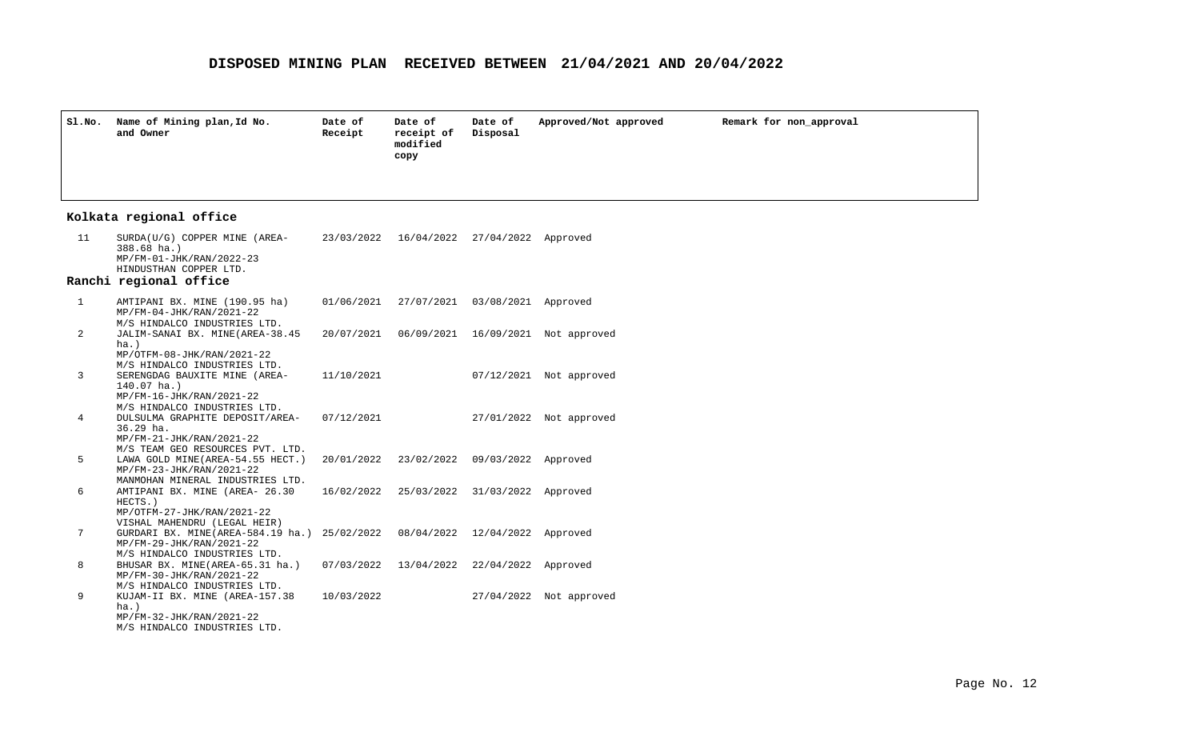# DISPOSED MINING PLAN RECEIVED BETWEEN 21/04/2021 AND 20/04/2022

| Sl.No. | Name of Mining plan, Id No. and Owner | Date of Receipt | Date of receipt of modified copy | Date of Disposal | Approved/Not approved | Remark for non_approval |
|---|---|---|---|---|---|---|
| **Kolkata regional office** | | | | | | |
| 11 | SURDA(U/G) COPPER MINE (AREA-388.68 ha.) MP/FM-01-JHK/RAN/2022-23 HINDUSTHAN COPPER LTD. | 23/03/2022 | 16/04/2022 | 27/04/2022 | Approved | |
| **Ranchi regional office** | | | | | | |
| 1 | AMTIPANI BX. MINE (190.95 ha) MP/FM-04-JHK/RAN/2021-22 M/S HINDALCO INDUSTRIES LTD. | 01/06/2021 | 27/07/2021 | 03/08/2021 | Approved | |
| 2 | JALIM-SANAI BX. MINE(AREA-38.45 ha.) MP/OTFM-08-JHK/RAN/2021-22 M/S HINDALCO INDUSTRIES LTD. | 20/07/2021 | 06/09/2021 | 16/09/2021 | Not approved | |
| 3 | SERENGDAG BAUXITE MINE (AREA-140.07 ha.) MP/FM-16-JHK/RAN/2021-22 M/S HINDALCO INDUSTRIES LTD. | 11/10/2021 | | 07/12/2021 | Not approved | |
| 4 | DULSULMA GRAPHITE DEPOSIT/AREA-36.29 ha. MP/FM-21-JHK/RAN/2021-22 M/S TEAM GEO RESOURCES PVT. LTD. | 07/12/2021 | | 27/01/2022 | Not approved | |
| 5 | LAWA GOLD MINE(AREA-54.55 HECT.) MP/FM-23-JHK/RAN/2021-22 MANMOHAN MINERAL INDUSTRIES LTD. | 20/01/2022 | 23/02/2022 | 09/03/2022 | Approved | |
| 6 | AMTIPANI BX. MINE (AREA- 26.30 HECTS.) MP/OTFM-27-JHK/RAN/2021-22 VISHAL MAHENDRU (LEGAL HEIR) | 16/02/2022 | 25/03/2022 | 31/03/2022 | Approved | |
| 7 | GURDARI BX. MINE(AREA-584.19 ha.) MP/FM-29-JHK/RAN/2021-22 M/S HINDALCO INDUSTRIES LTD. | 25/02/2022 | 08/04/2022 | 12/04/2022 | Approved | |
| 8 | BHUSAR BX. MINE(AREA-65.31 ha.) MP/FM-30-JHK/RAN/2021-22 M/S HINDALCO INDUSTRIES LTD. | 07/03/2022 | 13/04/2022 | 22/04/2022 | Approved | |
| 9 | KUJAM-II BX. MINE (AREA-157.38 ha.) MP/FM-32-JHK/RAN/2021-22 M/S HINDALCO INDUSTRIES LTD. | 10/03/2022 | | 27/04/2022 | Not approved | |